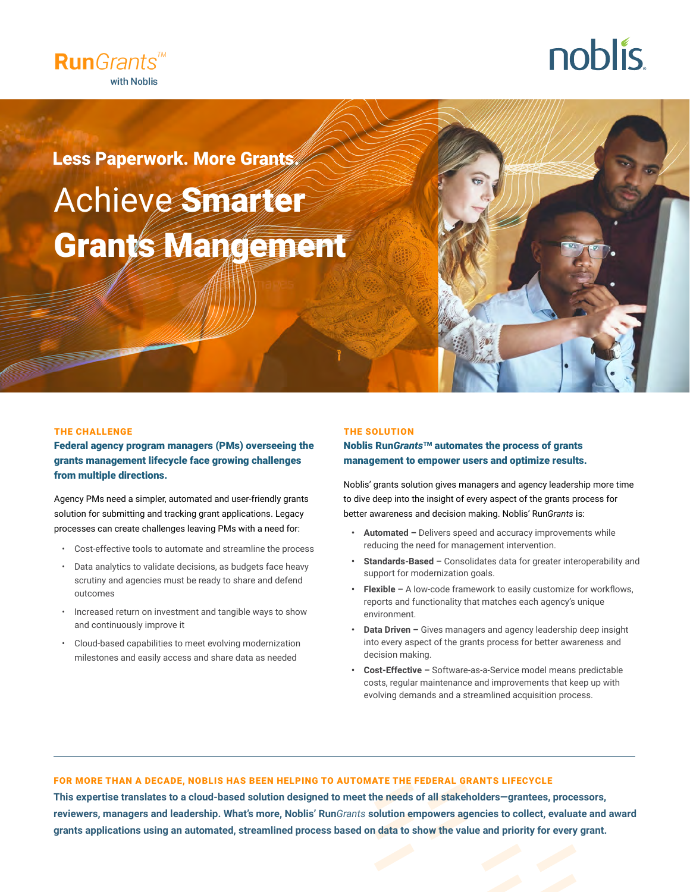RunGrants™ with Nobلis

noblis

**Less Paperwork. More Grants.**

# Achieve **Smarter Grants Mangement**

## THE CHALLENGE

**Federal agency program managers (PMs) overseeing the grants management lifecycle face growing challenges from multiple directions.**

Agency PMs need a simpler, automated and user-friendly grants solution for submitting and tracking grant applications. Legacy processes can create challenges leaving PMs with a need for:

- Cost-effective tools to automate and streamline the process
- Data analytics to validate decisions, as budgets face heavy scrutiny and agencies must be ready to share and defend outcomes
- Increased return on investment and tangible ways to show and continuously improve it
- Cloud-based capabilities to meet evolving modernization milestones and easily access and share data as needed

## THE SOLUTION

**Noblis Run*Grants*™ automates the process of grants management to empower users and optimize results.**

Noblis' grants solution gives managers and agency leadership more time to dive deep into the insight of every aspect of the grants process for better awareness and decision making. Noblis' Run*Grants* is:

- **Automated –** Delivers speed and accuracy improvements while reducing the need for management intervention.
- **Standards-Based –** Consolidates data for greater interoperability and support for modernization goals.
- **Flexible –** A low-code framework to easily customize for workflows, reports and functionality that matches each agency's unique environment.
- **Data Driven –** Gives managers and agency leadership deep insight into every aspect of the grants process for better awareness and decision making.
- **Cost-Effective –** Software-as-a-Service model means predictable costs, regular maintenance and improvements that keep up with evolving demands and a streamlined acquisition process.

---

## FOR MORE THAN A DECADE, NOBLIS HAS BEEN HELPING TO AUTOMATE THE FEDERAL GRANTS LIFECYCLE

**This expertise translates to a cloud-based solution designed to meet the needs of all stakeholders—grantees, processors, reviewers, managers and leadership. What's more, Noblis' Run*Grants* solution empowers agencies to collect, evaluate and award grants applications using an automated, streamlined process based on data to show the value and priority for every grant.**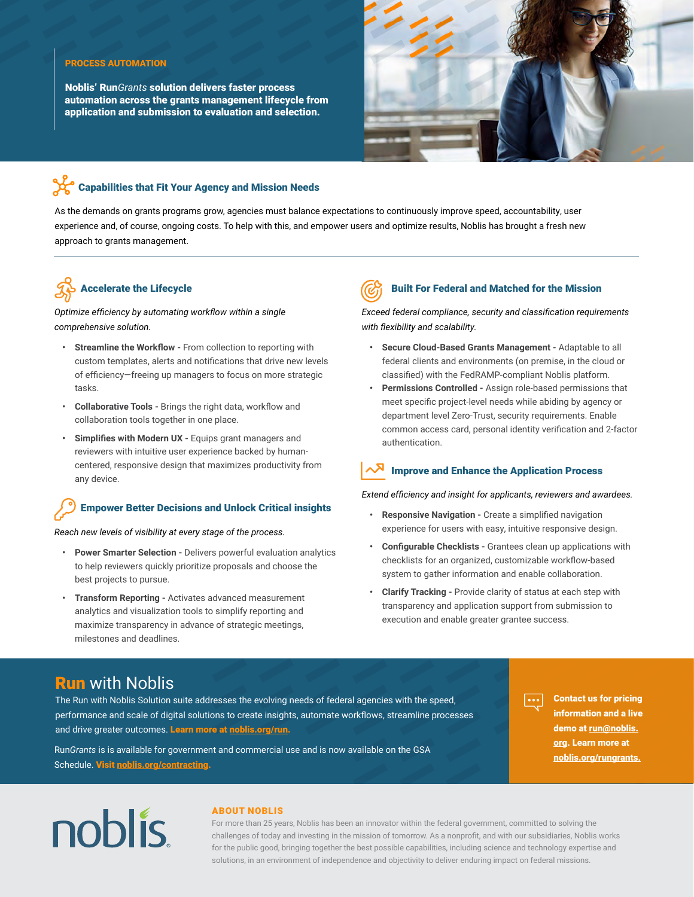PROCESS AUTOMATION

**Noblis' Run*Grants* solution delivers faster process automation across the grants management lifecycle from application and submission to evaluation and selection.**

## Capabilities that Fit Your Agency and Mission Needs

As the demands on grants programs grow, agencies must balance expectations to continuously improve speed, accountability, user experience and, of course, ongoing costs. To help with this, and empower users and optimize results, Noblis has brought a fresh new approach to grants management.

### Accelerate the Lifecycle

*Optimize efficiency by automating workflow within a single comprehensive solution.*

- **Streamline the Workflow -** From collection to reporting with custom templates, alerts and notifications that drive new levels of efficiency—freeing up managers to focus on more strategic tasks.
- **Collaborative Tools -** Brings the right data, workflow and collaboration tools together in one place.
- **Simplifies with Modern UX -** Equips grant managers and reviewers with intuitive user experience backed by human-centered, responsive design that maximizes productivity from any device.

### Empower Better Decisions and Unlock Critical insights

*Reach new levels of visibility at every stage of the process.*

- **Power Smarter Selection -** Delivers powerful evaluation analytics to help reviewers quickly prioritize proposals and choose the best projects to pursue.
- **Transform Reporting -** Activates advanced measurement analytics and visualization tools to simplify reporting and maximize transparency in advance of strategic meetings, milestones and deadlines.

### Built For Federal and Matched for the Mission

*Exceed federal compliance, security and classification requirements with flexibility and scalability.*

- **Secure Cloud-Based Grants Management -** Adaptable to all federal clients and environments (on premise, in the cloud or classified) with the FedRAMP-compliant Noblis platform.
- **Permissions Controlled -** Assign role-based permissions that meet specific project-level needs while abiding by agency or department level Zero-Trust, security requirements. Enable common access card, personal identity verification and 2-factor authentication.

### Improve and Enhance the Application Process

*Extend efficiency and insight for applicants, reviewers and awardees.*

- **Responsive Navigation -** Create a simplified navigation experience for users with easy, intuitive responsive design.
- **Configurable Checklists -** Grantees clean up applications with checklists for an organized, customizable workflow-based system to gather information and enable collaboration.
- **Clarify Tracking -** Provide clarity of status at each step with transparency and application support from submission to execution and enable greater grantee success.

## Run with Noblis

The Run with Noblis Solution suite addresses the evolving needs of federal agencies with the speed, performance and scale of digital solutions to create insights, automate workflows, streamline processes and drive greater outcomes. **Learn more at noblis.org/run.**

Run*Grants* is is available for government and commercial use and is now available on the GSA Schedule. **Visit noblis.org/contracting.**

**Contact us for pricing information and a live demo at run@noblis.org. Learn more at noblis.org/rungrants.**

noblis

**ABOUT NOBLIS**

For more than 25 years, Noblis has been an innovator within the federal government, committed to solving the challenges of today and investing in the mission of tomorrow. As a nonprofit, and with our subsidiaries, Noblis works for the public good, bringing together the best possible capabilities, including science and technology expertise and solutions, in an environment of independence and objectivity to deliver enduring impact on federal missions.